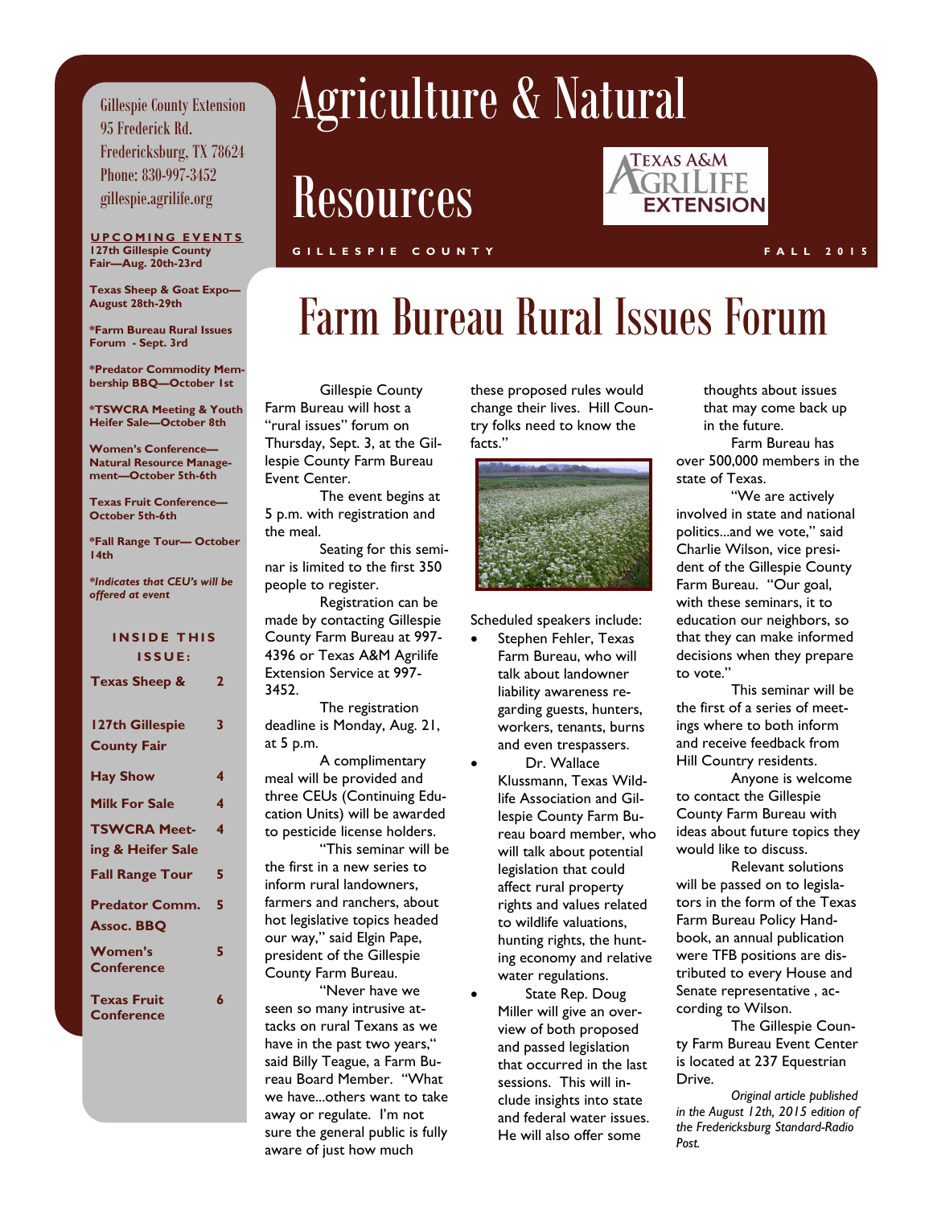Gillespie County Extension
95 Frederick Rd.
Fredericksburg, TX 78624
Phone: 830-997-3452
gillespie.agrilife.org

# Agriculture & Natural Resources

GILLESPIE COUNTY — FALL 2015

**UPCOMING EVENTS**

**127th Gillespie County Fair—Aug. 20th-23rd**

**Texas Sheep & Goat Expo—August 28th-29th**

**\*Farm Bureau Rural Issues Forum - Sept. 3rd**

**\*Predator Commodity Membership BBQ—October 1st**

**\*TSWCRA Meeting & Youth Heifer Sale—October 8th**

**Women's Conference—Natural Resource Management—October 5th-6th**

**Texas Fruit Conference—October 5th-6th**

**\*Fall Range Tour— October 14th**

***\*Indicates that CEU's will be offered at event***

**INSIDE THIS ISSUE:**

| | |
|---|---|
| Texas Sheep & | 2 |
| 127th Gillespie County Fair | 3 |
| Hay Show | 4 |
| Milk For Sale | 4 |
| TSWCRA Meeting & Heifer Sale | 4 |
| Fall Range Tour | 5 |
| Predator Comm. Assoc. BBQ | 5 |
| Women's Conference | 5 |
| Texas Fruit Conference | 6 |

## Farm Bureau Rural Issues Forum

Gillespie County Farm Bureau will host a "rural issues" forum on Thursday, Sept. 3, at the Gillespie County Farm Bureau Event Center.

The event begins at 5 p.m. with registration and the meal.

Seating for this seminar is limited to the first 350 people to register.

Registration can be made by contacting Gillespie County Farm Bureau at 997-4396 or Texas A&M Agrilife Extension Service at 997-3452.

The registration deadline is Monday, Aug. 21, at 5 p.m.

A complimentary meal will be provided and three CEUs (Continuing Education Units) will be awarded to pesticide license holders.

"This seminar will be the first in a new series to inform rural landowners, farmers and ranchers, about hot legislative topics headed our way," said Elgin Pape, president of the Gillespie County Farm Bureau.

"Never have we seen so many intrusive attacks on rural Texans as we have in the past two years," said Billy Teague, a Farm Bureau Board Member. "What we have...others want to take away or regulate. I'm not sure the general public is fully aware of just how much these proposed rules would change their lives. Hill Country folks need to know the facts."

Scheduled speakers include:

- Stephen Fehler, Texas Farm Bureau, who will talk about landowner liability awareness regarding guests, hunters, workers, tenants, burns and even trespassers.
- Dr. Wallace Klussmann, Texas Wildlife Association and Gillespie County Farm Bureau board member, who will talk about potential legislation that could affect rural property rights and values related to wildlife valuations, hunting rights, the hunting economy and relative water regulations.
- State Rep. Doug Miller will give an overview of both proposed and passed legislation that occurred in the last sessions. This will include insights into state and federal water issues. He will also offer some thoughts about issues that may come back up in the future.

Farm Bureau has over 500,000 members in the state of Texas.

"We are actively involved in state and national politics...and we vote," said Charlie Wilson, vice president of the Gillespie County Farm Bureau. "Our goal, with these seminars, it to education our neighbors, so that they can make informed decisions when they prepare to vote."

This seminar will be the first of a series of meetings where to both inform and receive feedback from Hill Country residents.

Anyone is welcome to contact the Gillespie County Farm Bureau with ideas about future topics they would like to discuss.

Relevant solutions will be passed on to legislators in the form of the Texas Farm Bureau Policy Handbook, an annual publication were TFB positions are distributed to every House and Senate representative , according to Wilson.

The Gillespie County Farm Bureau Event Center is located at 237 Equestrian Drive.

*Original article published in the August 12th, 2015 edition of the Fredericksburg Standard-Radio Post.*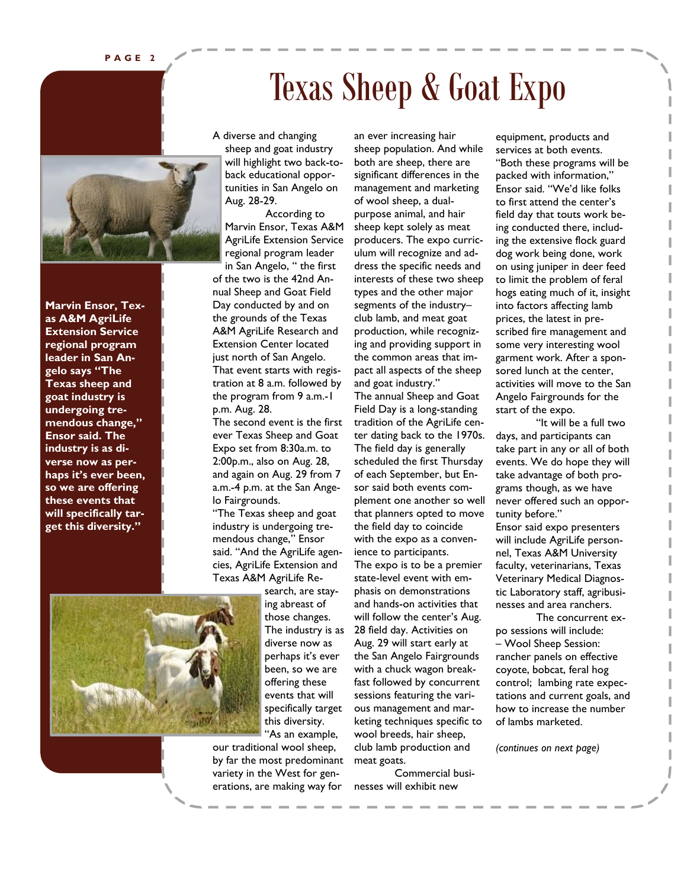# Texas Sheep & Goat Expo

**Marvin Ensor, Texas A&M AgriLife Extension Service regional program leader in San Angelo says "The Texas sheep and goat industry is undergoing tremendous change," Ensor said. The industry is as diverse now as perhaps it's ever been, so we are offering these events that will specifically target this diversity."**

A diverse and changing sheep and goat industry will highlight two back-to-back educational opportunities in San Angelo on Aug. 28-29.

According to Marvin Ensor, Texas A&M AgriLife Extension Service regional program leader in San Angelo, " the first of the two is the 42nd Annual Sheep and Goat Field Day conducted by and on the grounds of the Texas A&M AgriLife Research and Extension Center located just north of San Angelo. That event starts with registration at 8 a.m. followed by the program from 9 a.m.-1 p.m. Aug. 28.

The second event is the first ever Texas Sheep and Goat Expo set from 8:30a.m. to 2:00p.m., also on Aug. 28, and again on Aug. 29 from 7 a.m.-4 p.m. at the San Angelo Fairgrounds.

"The Texas sheep and goat industry is undergoing tremendous change," Ensor said. "And the AgriLife agencies, AgriLife Extension and Texas A&M AgriLife Research, are staying abreast of those changes. The industry is as diverse now as perhaps it's ever been, so we are offering these events that will specifically target this diversity.

"As an example, our traditional wool sheep, by far the most predominant variety in the West for generations, are making way for an ever increasing hair sheep population. And while both are sheep, there are significant differences in the management and marketing of wool sheep, a dual-purpose animal, and hair sheep kept solely as meat producers. The expo curriculum will recognize and address the specific needs and interests of these two sheep types and the other major segments of the industry–club lamb, and meat goat production, while recognizing and providing support in the common areas that impact all aspects of the sheep and goat industry."

The annual Sheep and Goat Field Day is a long-standing tradition of the AgriLife center dating back to the 1970s. The field day is generally scheduled the first Thursday of each September, but Ensor said both events complement one another so well that planners opted to move the field day to coincide with the expo as a convenience to participants.

The expo is to be a premier state-level event with emphasis on demonstrations and hands-on activities that will follow the center's Aug. 28 field day. Activities on Aug. 29 will start early at the San Angelo Fairgrounds with a chuck wagon breakfast followed by concurrent sessions featuring the various management and marketing techniques specific to wool breeds, hair sheep, club lamb production and meat goats.

Commercial businesses will exhibit new equipment, products and services at both events.

"Both these programs will be packed with information," Ensor said. "We'd like folks to first attend the center's field day that touts work being conducted there, including the extensive flock guard dog work being done, work on using juniper in deer feed to limit the problem of feral hogs eating much of it, insight into factors affecting lamb prices, the latest in prescribed fire management and some very interesting wool garment work. After a sponsored lunch at the center, activities will move to the San Angelo Fairgrounds for the start of the expo.

"It will be a full two days, and participants can take part in any or all of both events. We do hope they will take advantage of both programs though, as we have never offered such an opportunity before."

Ensor said expo presenters will include AgriLife personnel, Texas A&M University faculty, veterinarians, Texas Veterinary Medical Diagnostic Laboratory staff, agribusinesses and area ranchers.

The concurrent expo sessions will include:

– Wool Sheep Session: rancher panels on effective coyote, bobcat, feral hog control; lambing rate expectations and current goals, and how to increase the number of lambs marketed.

*(continues on next page)*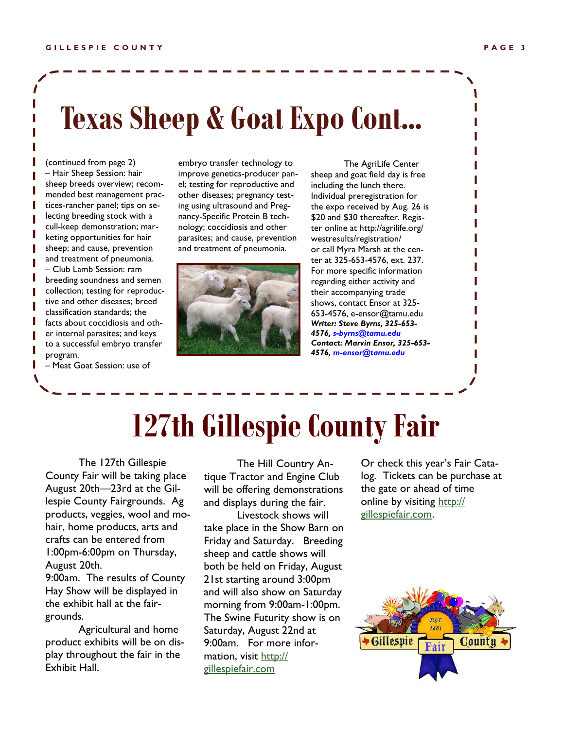# Texas Sheep & Goat Expo Cont...

(continued from page 2)
– Hair Sheep Session: hair sheep breeds overview; recommended best management practices-rancher panel; tips on selecting breeding stock with a cull-keep demonstration; marketing opportunities for hair sheep; and cause, prevention and treatment of pneumonia.
– Club Lamb Session: ram breeding soundness and semen collection; testing for reproductive and other diseases; breed classification standards; the facts about coccidiosis and other internal parasites; and keys to a successful embryo transfer program.
– Meat Goat Session: use of embryo transfer technology to improve genetics-producer panel; testing for reproductive and other diseases; pregnancy testing using ultrasound and Pregnancy-Specific Protein B technology; coccidiosis and other parasites; and cause, prevention and treatment of pneumonia.

The AgriLife Center sheep and goat field day is free including the lunch there. Individual preregistration for the expo received by Aug. 26 is $20 and $30 thereafter. Register online at http://agrilife.org/westresults/registration/ or call Myra Marsh at the center at 325-653-4576, ext. 237. For more specific information regarding either activity and their accompanying trade shows, contact Ensor at 325-653-4576, e-ensor@tamu.edu

***Writer: Steve Byrns, 325-653-4576, s-byrns@tamu.edu***
***Contact: Marvin Ensor, 325-653-4576, m-ensor@tamu.edu***

# 127th Gillespie County Fair

The 127th Gillespie County Fair will be taking place August 20th—23rd at the Gillespie County Fairgrounds. Ag products, veggies, wool and mohair, home products, arts and crafts can be entered from 1:00pm-6:00pm on Thursday, August 20th.
9:00am. The results of County Hay Show will be displayed in the exhibit hall at the fairgrounds.

Agricultural and home product exhibits will be on display throughout the fair in the Exhibit Hall.

The Hill Country Antique Tractor and Engine Club will be offering demonstrations and displays during the fair.

Livestock shows will take place in the Show Barn on Friday and Saturday. Breeding sheep and cattle shows will both be held on Friday, August 21st starting around 3:00pm and will also show on Saturday morning from 9:00am-1:00pm. The Swine Futurity show is on Saturday, August 22nd at 9:00am. For more information, visit http://gillespiefair.com

Or check this year's Fair Catalog. Tickets can be purchase at the gate or ahead of time online by visiting http://gillespiefair.com.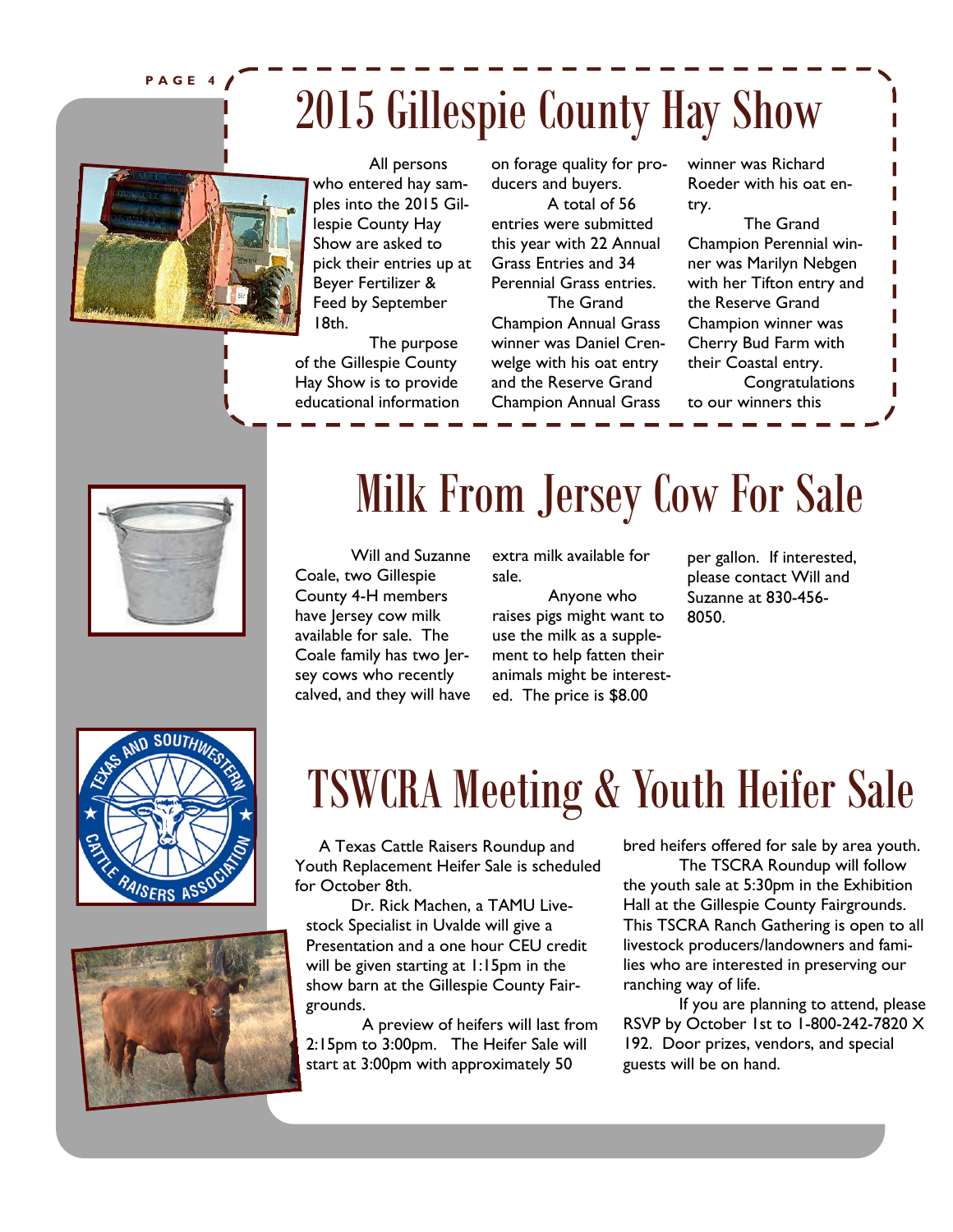# 2015 Gillespie County Hay Show

All persons who entered hay samples into the 2015 Gillespie County Hay Show are asked to pick their entries up at Beyer Fertilizer & Feed by September 18th.

The purpose of the Gillespie County Hay Show is to provide educational information on forage quality for producers and buyers.

A total of 56 entries were submitted this year with 22 Annual Grass Entries and 34 Perennial Grass entries.

The Grand Champion Annual Grass winner was Daniel Crenwelge with his oat entry and the Reserve Grand Champion Annual Grass winner was Richard Roeder with his oat entry.

The Grand Champion Perennial winner was Marilyn Nebgen with her Tifton entry and the Reserve Grand Champion winner was Cherry Bud Farm with their Coastal entry.

Congratulations to our winners this

# Milk From Jersey Cow For Sale

Will and Suzanne Coale, two Gillespie County 4-H members have Jersey cow milk available for sale. The Coale family has two Jersey cows who recently calved, and they will have extra milk available for sale.

Anyone who raises pigs might want to use the milk as a supplement to help fatten their animals might be interested. The price is $8.00 per gallon. If interested, please contact Will and Suzanne at 830-456-8050.

# TSWCRA Meeting & Youth Heifer Sale

A Texas Cattle Raisers Roundup and Youth Replacement Heifer Sale is scheduled for October 8th.

Dr. Rick Machen, a TAMU Livestock Specialist in Uvalde will give a Presentation and a one hour CEU credit will be given starting at 1:15pm in the show barn at the Gillespie County Fairgrounds.

A preview of heifers will last from 2:15pm to 3:00pm. The Heifer Sale will start at 3:00pm with approximately 50 bred heifers offered for sale by area youth.

The TSCRA Roundup will follow the youth sale at 5:30pm in the Exhibition Hall at the Gillespie County Fairgrounds. This TSCRA Ranch Gathering is open to all livestock producers/landowners and families who are interested in preserving our ranching way of life.

If you are planning to attend, please RSVP by October 1st to 1-800-242-7820 X 192. Door prizes, vendors, and special guests will be on hand.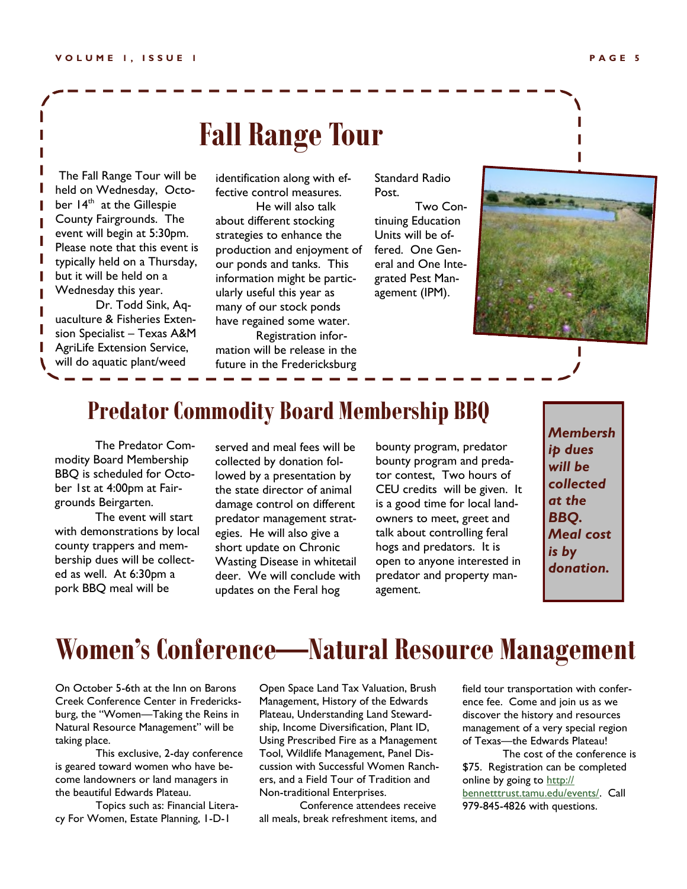# Fall Range Tour

The Fall Range Tour will be held on Wednesday, October 14th at the Gillespie County Fairgrounds. The event will begin at 5:30pm. Please note that this event is typically held on a Thursday, but it will be held on a Wednesday this year.

Dr. Todd Sink, Aquaculture & Fisheries Extension Specialist – Texas A&M AgriLife Extension Service, will do aquatic plant/weed identification along with effective control measures.

He will also talk about different stocking strategies to enhance the production and enjoyment of our ponds and tanks. This information might be particularly useful this year as many of our stock ponds have regained some water.

Registration information will be release in the future in the Fredericksburg Standard Radio Post.

Two Continuing Education Units will be offered. One General and One Integrated Pest Management (IPM).

# Predator Commodity Board Membership BBQ

The Predator Commodity Board Membership BBQ is scheduled for October 1st at 4:00pm at Fairgrounds Beirgarten.

The event will start with demonstrations by local county trappers and membership dues will be collected as well. At 6:30pm a pork BBQ meal will be served and meal fees will be collected by donation followed by a presentation by the state director of animal damage control on different predator management strategies. He will also give a short update on Chronic Wasting Disease in whitetail deer. We will conclude with updates on the Feral hog bounty program, predator bounty program and predator contest, Two hours of CEU credits will be given. It is a good time for local landowners to meet, greet and talk about controlling feral hogs and predators. It is open to anyone interested in predator and property management.

***Membership dues will be collected at the BBQ. Meal cost is by donation.***

# Women's Conference—Natural Resource Management

On October 5-6th at the Inn on Barons Creek Conference Center in Fredericksburg, the "Women—Taking the Reins in Natural Resource Management" will be taking place.

This exclusive, 2-day conference is geared toward women who have become landowners or land managers in the beautiful Edwards Plateau.

Topics such as: Financial Literacy For Women, Estate Planning, 1-D-1 Open Space Land Tax Valuation, Brush Management, History of the Edwards Plateau, Understanding Land Stewardship, Income Diversification, Plant ID, Using Prescribed Fire as a Management Tool, Wildlife Management, Panel Discussion with Successful Women Ranchers, and a Field Tour of Tradition and Non-traditional Enterprises.

Conference attendees receive all meals, break refreshment items, and field tour transportation with conference fee. Come and join us as we discover the history and resources management of a very special region of Texas—the Edwards Plateau!

The cost of the conference is $75. Registration can be completed online by going to http://bennetttrust.tamu.edu/events/. Call 979-845-4826 with questions.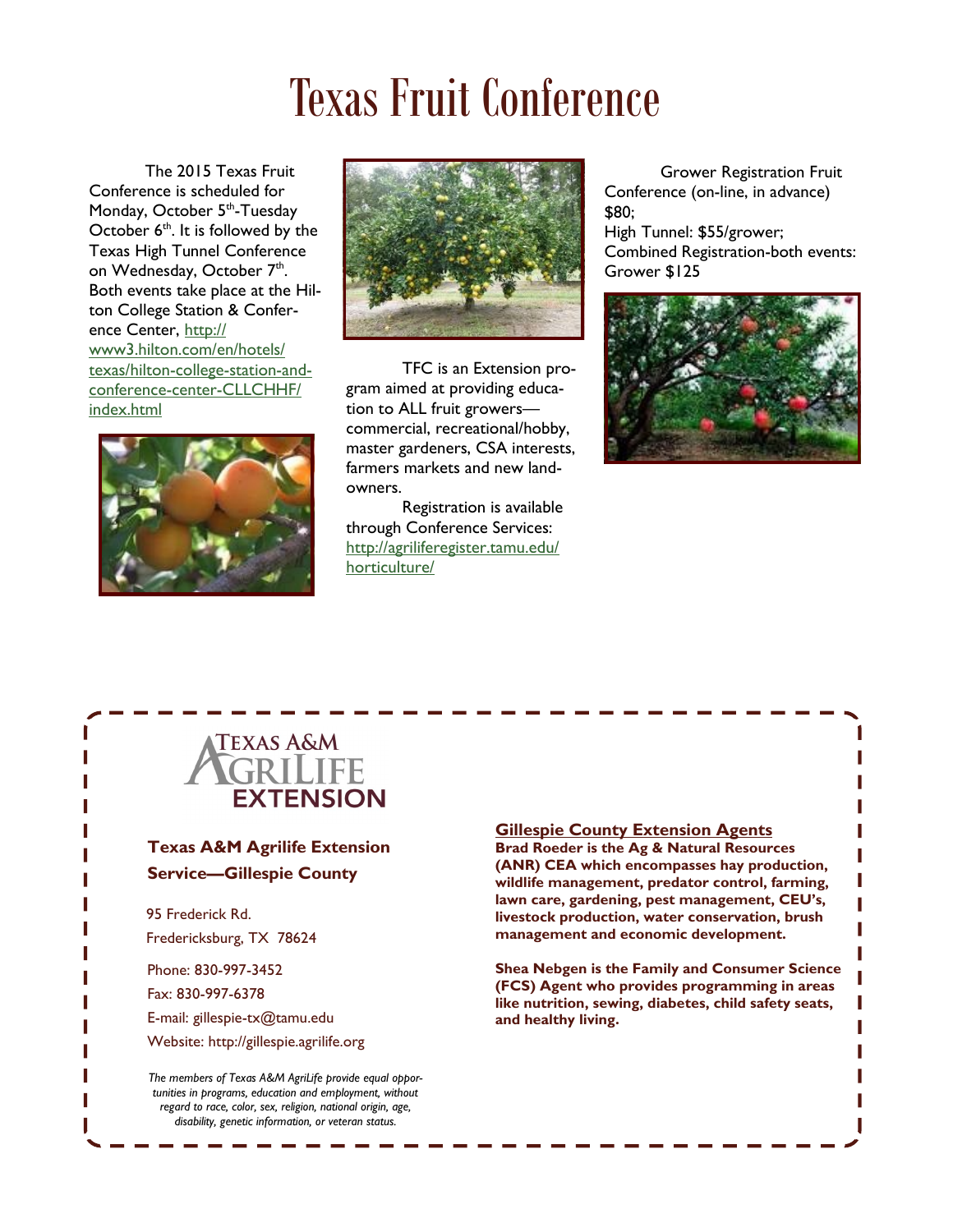# Texas Fruit Conference

The 2015 Texas Fruit Conference is scheduled for Monday, October 5th-Tuesday October 6th. It is followed by the Texas High Tunnel Conference on Wednesday, October 7th. Both events take place at the Hilton College Station & Conference Center, http://www3.hilton.com/en/hotels/texas/hilton-college-station-and-conference-center-CLLCHHF/index.html

TFC is an Extension program aimed at providing education to ALL fruit growers—commercial, recreational/hobby, master gardeners, CSA interests, farmers markets and new landowners.

Registration is available through Conference Services: http://agriliferegister.tamu.edu/horticulture/

Grower Registration Fruit Conference (on-line, in advance) $80;
High Tunnel: $55/grower;
Combined Registration-both events: Grower $125

TEXAS A&M AGRILIFE EXTENSION

**Texas A&M Agrilife Extension Service—Gillespie County**

95 Frederick Rd.
Fredericksburg, TX 78624

Phone: 830-997-3452
Fax: 830-997-6378
E-mail: gillespie-tx@tamu.edu
Website: http://gillespie.agrilife.org

*The members of Texas A&M AgriLife provide equal opportunities in programs, education and employment, without regard to race, color, sex, religion, national origin, age, disability, genetic information, or veteran status.*

**Gillespie County Extension Agents**

**Brad Roeder is the Ag & Natural Resources (ANR) CEA which encompasses hay production, wildlife management, predator control, farming, lawn care, gardening, pest management, CEU's, livestock production, water conservation, brush management and economic development.**

**Shea Nebgen is the Family and Consumer Science (FCS) Agent who provides programming in areas like nutrition, sewing, diabetes, child safety seats, and healthy living.**